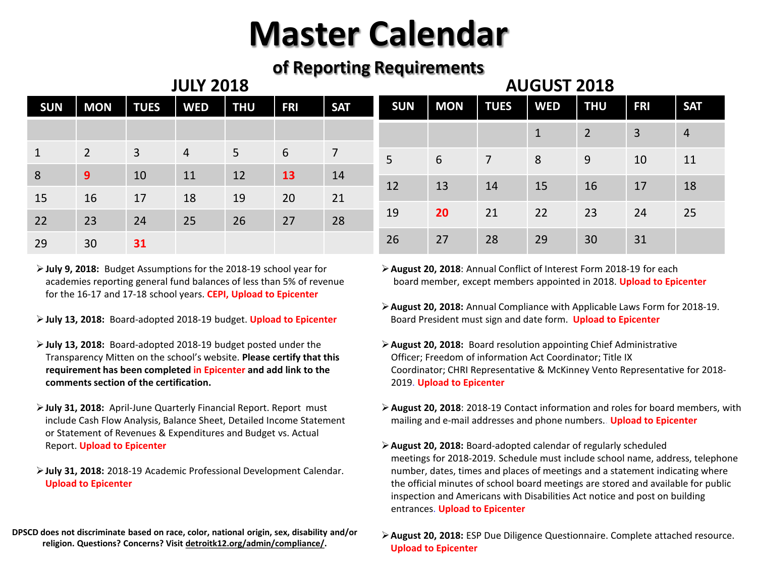# Master Calendar

## of Reporting Requirements

### JULY 2018

| SUN | MON | TUES | WED | THU | FRI | SAT |
|---|---|---|---|---|---|---|
| | | | | | | |
| 1 | 2 | 3 | 4 | 5 | 6 | 7 |
| 8 | **9** | 10 | 11 | 12 | **13** | 14 |
| 15 | 16 | 17 | 18 | 19 | 20 | 21 |
| 22 | 23 | 24 | 25 | 26 | 27 | 28 |
| 29 | 30 | **31** | | | | |

- **July 9, 2018:** Budget Assumptions for the 2018-19 school year for academies reporting general fund balances of less than 5% of revenue for the 16-17 and 17-18 school years. **CEPI, Upload to Epicenter**

- **July 13, 2018:** Board-adopted 2018-19 budget. **Upload to Epicenter**

- **July 13, 2018:** Board-adopted 2018-19 budget posted under the Transparency Mitten on the school's website. **Please certify that this requirement has been completed in Epicenter and add link to the comments section of the certification.**

- **July 31, 2018:** April-June Quarterly Financial Report. Report must include Cash Flow Analysis, Balance Sheet, Detailed Income Statement or Statement of Revenues & Expenditures and Budget vs. Actual Report. **Upload to Epicenter**

- **July 31, 2018:** 2018-19 Academic Professional Development Calendar. **Upload to Epicenter**

**DPSCD does not discriminate based on race, color, national origin, sex, disability and/or religion. Questions? Concerns? Visit detroitk12.org/admin/compliance/.**

### AUGUST 2018

| SUN | MON | TUES | WED | THU | FRI | SAT |
|---|---|---|---|---|---|---|
| | | | 1 | 2 | 3 | 4 |
| 5 | 6 | 7 | 8 | 9 | 10 | 11 |
| 12 | 13 | 14 | 15 | 16 | 17 | 18 |
| 19 | **20** | 21 | 22 | 23 | 24 | 25 |
| 26 | 27 | 28 | 29 | 30 | 31 | |

- **August 20, 2018**: Annual Conflict of Interest Form 2018-19 for each board member, except members appointed in 2018. **Upload to Epicenter**

- **August 20, 2018:** Annual Compliance with Applicable Laws Form for 2018-19. Board President must sign and date form. **Upload to Epicenter**

- **August 20, 2018:** Board resolution appointing Chief Administrative Officer; Freedom of information Act Coordinator; Title IX Coordinator; CHRI Representative & McKinney Vento Representative for 2018-2019. **Upload to Epicenter**

- **August 20, 2018**: 2018-19 Contact information and roles for board members, with mailing and e-mail addresses and phone numbers. **Upload to Epicenter**

- **August 20, 2018:** Board-adopted calendar of regularly scheduled meetings for 2018-2019. Schedule must include school name, address, telephone number, dates, times and places of meetings and a statement indicating where the official minutes of school board meetings are stored and available for public inspection and Americans with Disabilities Act notice and post on building entrances. **Upload to Epicenter**

- **August 20, 2018:** ESP Due Diligence Questionnaire. Complete attached resource. **Upload to Epicenter**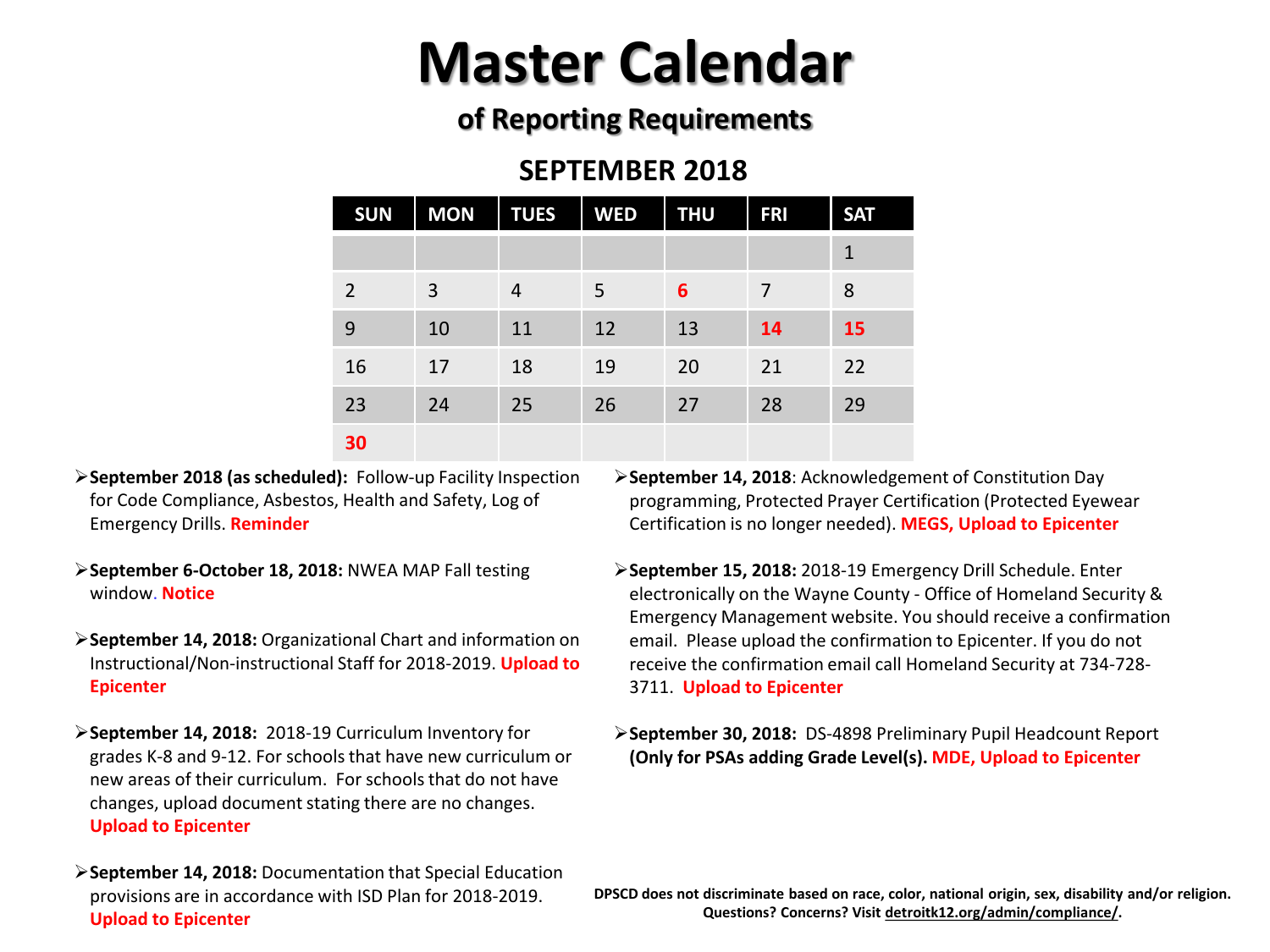# Master Calendar

## of Reporting Requirements

### SEPTEMBER 2018

| SUN | MON | TUES | WED | THU | FRI | SAT |
|---|---|---|---|---|---|---|
| | | | | | | 1 |
| 2 | 3 | 4 | 5 | **6** | 7 | 8 |
| 9 | 10 | 11 | 12 | 13 | **14** | **15** |
| 16 | 17 | 18 | 19 | 20 | 21 | 22 |
| 23 | 24 | 25 | 26 | 27 | 28 | 29 |
| **30** | | | | | | |

- **September 2018 (as scheduled):** Follow-up Facility Inspection for Code Compliance, Asbestos, Health and Safety, Log of Emergency Drills. **Reminder**

- **September 6-October 18, 2018:** NWEA MAP Fall testing window. **Notice**

- **September 14, 2018:** Organizational Chart and information on Instructional/Non-instructional Staff for 2018-2019. **Upload to Epicenter**

- **September 14, 2018:** 2018-19 Curriculum Inventory for grades K-8 and 9-12. For schools that have new curriculum or new areas of their curriculum. For schools that do not have changes, upload document stating there are no changes. **Upload to Epicenter**

- **September 14, 2018:** Documentation that Special Education provisions are in accordance with ISD Plan for 2018-2019. **Upload to Epicenter**

- **September 14, 2018**: Acknowledgement of Constitution Day programming, Protected Prayer Certification (Protected Eyewear Certification is no longer needed). **MEGS, Upload to Epicenter**

- **September 15, 2018:** 2018-19 Emergency Drill Schedule. Enter electronically on the Wayne County - Office of Homeland Security & Emergency Management website. You should receive a confirmation email. Please upload the confirmation to Epicenter. If you do not receive the confirmation email call Homeland Security at 734-728-3711. **Upload to Epicenter**

- **September 30, 2018:** DS-4898 Preliminary Pupil Headcount Report **(Only for PSAs adding Grade Level(s). MDE, Upload to Epicenter**

**DPSCD does not discriminate based on race, color, national origin, sex, disability and/or religion. Questions? Concerns? Visit detroitk12.org/admin/compliance/.**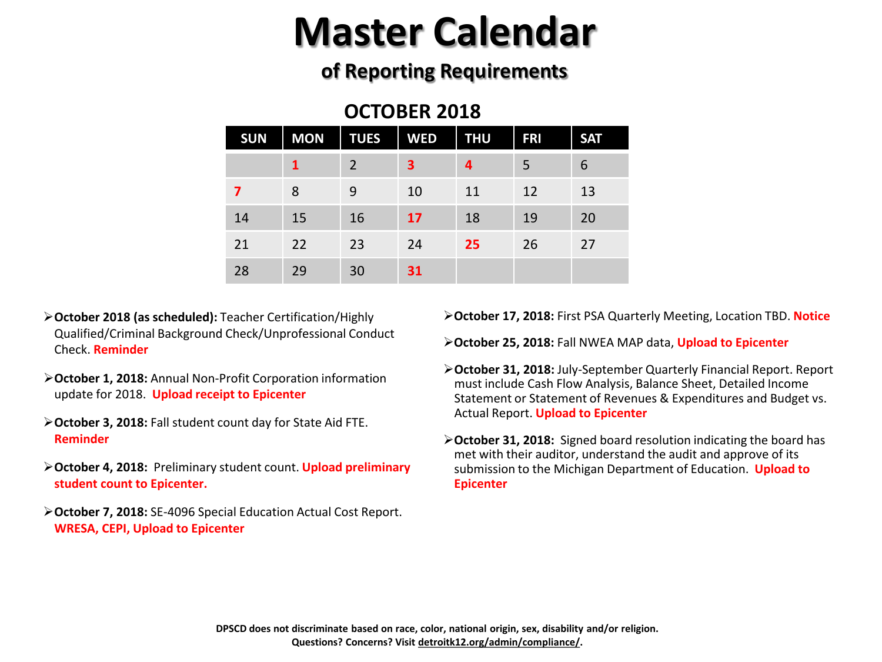# Master Calendar

## of Reporting Requirements

### OCTOBER 2018

| SUN | MON | TUES | WED | THU | FRI | SAT |
|---|---|---|---|---|---|---|
| | **1** | 2 | **3** | **4** | 5 | 6 |
| **7** | 8 | 9 | 10 | 11 | 12 | 13 |
| 14 | 15 | 16 | **17** | 18 | 19 | 20 |
| 21 | 22 | 23 | 24 | **25** | 26 | 27 |
| 28 | 29 | 30 | **31** | | | |

- **October 2018 (as scheduled):** Teacher Certification/Highly Qualified/Criminal Background Check/Unprofessional Conduct Check. **Reminder**
- **October 1, 2018:** Annual Non-Profit Corporation information update for 2018. **Upload receipt to Epicenter**
- **October 3, 2018:** Fall student count day for State Aid FTE. **Reminder**
- **October 4, 2018:** Preliminary student count. **Upload preliminary student count to Epicenter.**
- **October 7, 2018:** SE-4096 Special Education Actual Cost Report. **WRESA, CEPI, Upload to Epicenter**
- **October 17, 2018:** First PSA Quarterly Meeting, Location TBD. **Notice**
- **October 25, 2018:** Fall NWEA MAP data, **Upload to Epicenter**
- **October 31, 2018:** July-September Quarterly Financial Report. Report must include Cash Flow Analysis, Balance Sheet, Detailed Income Statement or Statement of Revenues & Expenditures and Budget vs. Actual Report. **Upload to Epicenter**
- **October 31, 2018:** Signed board resolution indicating the board has met with their auditor, understand the audit and approve of its submission to the Michigan Department of Education. **Upload to Epicenter**

**DPSCD does not discriminate based on race, color, national origin, sex, disability and/or religion.**
**Questions? Concerns? Visit detroitk12.org/admin/compliance/.**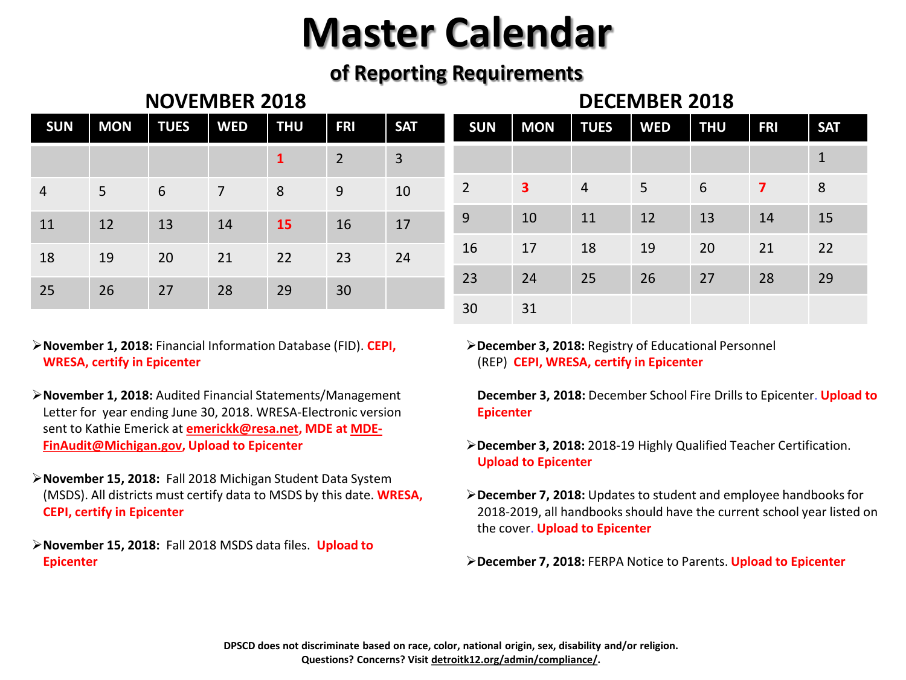# Master Calendar

## of Reporting Requirements

### NOVEMBER 2018

| SUN | MON | TUES | WED | THU | FRI | SAT |
|---|---|---|---|---|---|---|
| | | | | **1** | 2 | 3 |
| 4 | 5 | 6 | 7 | 8 | 9 | 10 |
| 11 | 12 | 13 | 14 | **15** | 16 | 17 |
| 18 | 19 | 20 | 21 | 22 | 23 | 24 |
| 25 | 26 | 27 | 28 | 29 | 30 | |

- **November 1, 2018:** Financial Information Database (FID). **CEPI, WRESA, certify in Epicenter**
- **November 1, 2018:** Audited Financial Statements/Management Letter for year ending June 30, 2018. WRESA-Electronic version sent to Kathie Emerick at **emerickk@resa.net, MDE at MDE-FinAudit@Michigan.gov, Upload to Epicenter**
- **November 15, 2018:** Fall 2018 Michigan Student Data System (MSDS). All districts must certify data to MSDS by this date. **WRESA, CEPI, certify in Epicenter**
- **November 15, 2018:** Fall 2018 MSDS data files. **Upload to Epicenter**

### DECEMBER 2018

| SUN | MON | TUES | WED | THU | FRI | SAT |
|---|---|---|---|---|---|---|
| | | | | | | 1 |
| 2 | **3** | 4 | 5 | 6 | **7** | 8 |
| 9 | 10 | 11 | 12 | 13 | 14 | 15 |
| 16 | 17 | 18 | 19 | 20 | 21 | 22 |
| 23 | 24 | 25 | 26 | 27 | 28 | 29 |
| 30 | 31 | | | | | |

- **December 3, 2018:** Registry of Educational Personnel (REP) **CEPI, WRESA, certify in Epicenter**

  **December 3, 2018:** December School Fire Drills to Epicenter. **Upload to Epicenter**
- **December 3, 2018:** 2018-19 Highly Qualified Teacher Certification. **Upload to Epicenter**
- **December 7, 2018:** Updates to student and employee handbooks for 2018-2019, all handbooks should have the current school year listed on the cover. **Upload to Epicenter**
- **December 7, 2018:** FERPA Notice to Parents. **Upload to Epicenter**

**DPSCD does not discriminate based on race, color, national origin, sex, disability and/or religion.**
**Questions? Concerns? Visit detroitk12.org/admin/compliance/.**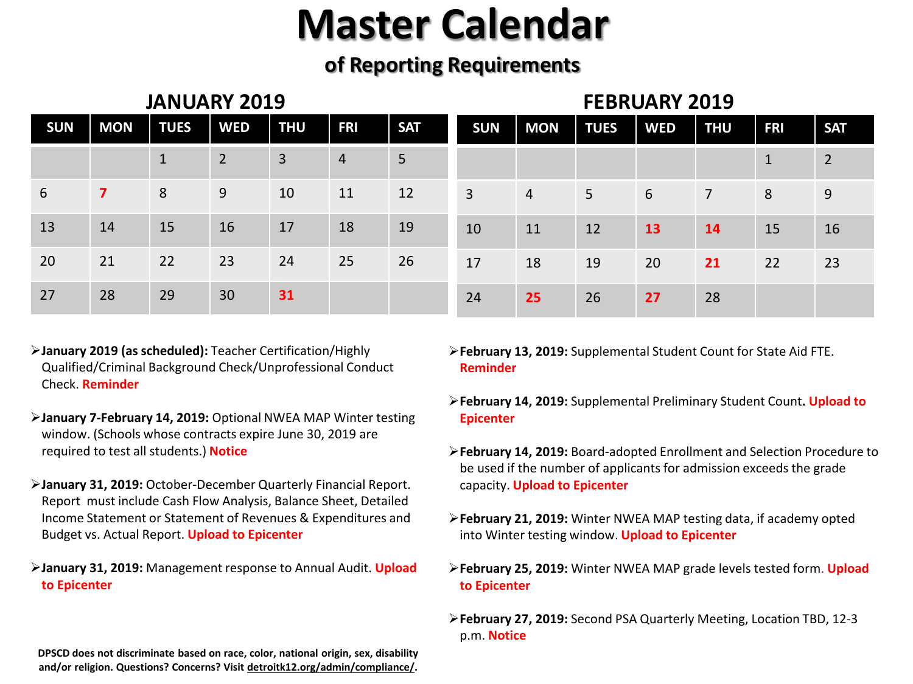# Master Calendar

## of Reporting Requirements

### JANUARY 2019

| SUN | MON | TUES | WED | THU | FRI | SAT |
|---|---|---|---|---|---|---|
| | | 1 | 2 | 3 | 4 | 5 |
| 6 | **7** | 8 | 9 | 10 | 11 | 12 |
| 13 | 14 | 15 | 16 | 17 | 18 | 19 |
| 20 | 21 | 22 | 23 | 24 | 25 | 26 |
| 27 | 28 | 29 | 30 | **31** | | |

- **January 2019 (as scheduled):** Teacher Certification/Highly Qualified/Criminal Background Check/Unprofessional Conduct Check. **Reminder**
- **January 7-February 14, 2019:** Optional NWEA MAP Winter testing window. (Schools whose contracts expire June 30, 2019 are required to test all students.) **Notice**
- **January 31, 2019:** October-December Quarterly Financial Report. Report must include Cash Flow Analysis, Balance Sheet, Detailed Income Statement or Statement of Revenues & Expenditures and Budget vs. Actual Report. **Upload to Epicenter**
- **January 31, 2019:** Management response to Annual Audit. **Upload to Epicenter**

### FEBRUARY 2019

| SUN | MON | TUES | WED | THU | FRI | SAT |
|---|---|---|---|---|---|---|
| | | | | | 1 | 2 |
| 3 | 4 | 5 | 6 | 7 | 8 | 9 |
| 10 | 11 | 12 | **13** | **14** | 15 | 16 |
| 17 | 18 | 19 | 20 | **21** | 22 | 23 |
| 24 | **25** | 26 | **27** | 28 | | |

- **February 13, 2019:** Supplemental Student Count for State Aid FTE. **Reminder**
- **February 14, 2019:** Supplemental Preliminary Student Count**. Upload to Epicenter**
- **February 14, 2019:** Board-adopted Enrollment and Selection Procedure to be used if the number of applicants for admission exceeds the grade capacity. **Upload to Epicenter**
- **February 21, 2019:** Winter NWEA MAP testing data, if academy opted into Winter testing window. **Upload to Epicenter**
- **February 25, 2019:** Winter NWEA MAP grade levels tested form**. Upload to Epicenter**
- **February 27, 2019:** Second PSA Quarterly Meeting, Location TBD, 12-3 p.m. **Notice**

**DPSCD does not discriminate based on race, color, national origin, sex, disability and/or religion. Questions? Concerns? Visit detroitk12.org/admin/compliance/.**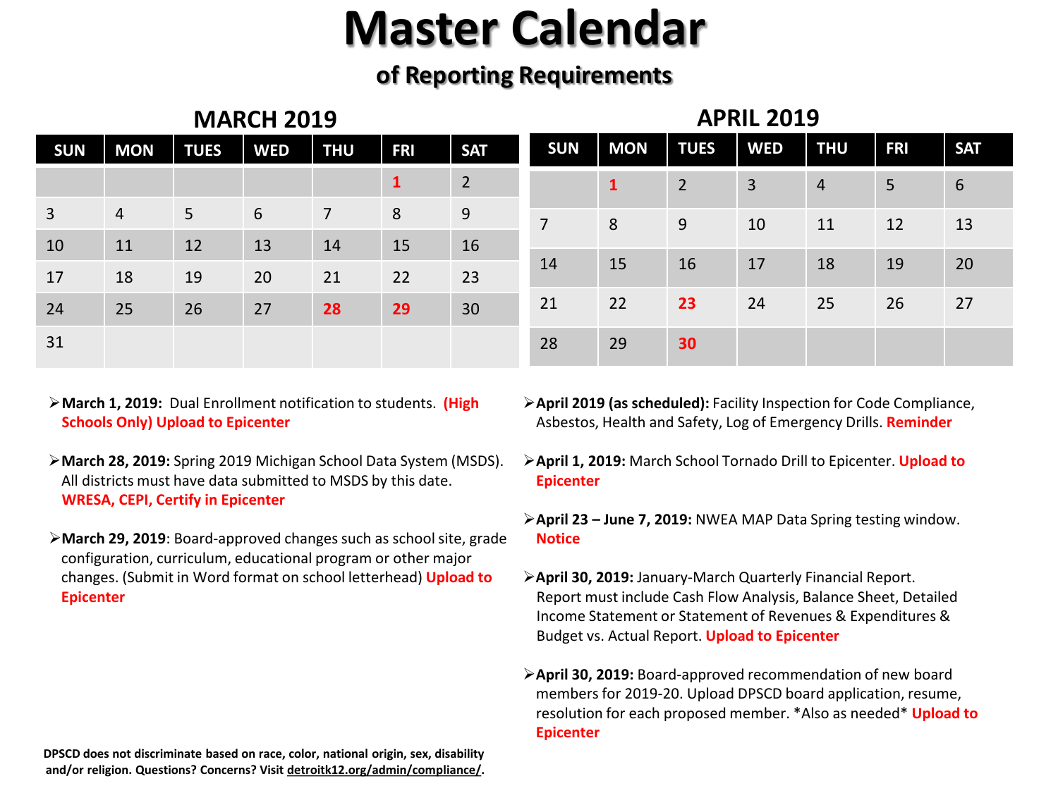# Master Calendar

## of Reporting Requirements

### MARCH 2019

| SUN | MON | TUES | WED | THU | FRI | SAT |
|---|---|---|---|---|---|---|
| | | | | | **1** | 2 |
| 3 | 4 | 5 | 6 | 7 | 8 | 9 |
| 10 | 11 | 12 | 13 | 14 | 15 | 16 |
| 17 | 18 | 19 | 20 | 21 | 22 | 23 |
| 24 | 25 | 26 | 27 | **28** | **29** | 30 |
| 31 | | | | | | |

### APRIL 2019

| SUN | MON | TUES | WED | THU | FRI | SAT |
|---|---|---|---|---|---|---|
| | **1** | 2 | 3 | 4 | 5 | 6 |
| 7 | 8 | 9 | 10 | 11 | 12 | 13 |
| 14 | 15 | 16 | 17 | 18 | 19 | 20 |
| 21 | 22 | **23** | 24 | 25 | 26 | 27 |
| 28 | 29 | **30** | | | | |

- **March 1, 2019:** Dual Enrollment notification to students. **(High Schools Only) Upload to Epicenter**
- **March 28, 2019:** Spring 2019 Michigan School Data System (MSDS). All districts must have data submitted to MSDS by this date. **WRESA, CEPI, Certify in Epicenter**
- **March 29, 2019**: Board-approved changes such as school site, grade configuration, curriculum, educational program or other major changes. (Submit in Word format on school letterhead) **Upload to Epicenter**

- **April 2019 (as scheduled):** Facility Inspection for Code Compliance, Asbestos, Health and Safety, Log of Emergency Drills. **Reminder**
- **April 1, 2019:** March School Tornado Drill to Epicenter. **Upload to Epicenter**
- **April 23 – June 7, 2019:** NWEA MAP Data Spring testing window. **Notice**
- **April 30, 2019:** January-March Quarterly Financial Report. Report must include Cash Flow Analysis, Balance Sheet, Detailed Income Statement or Statement of Revenues & Expenditures & Budget vs. Actual Report. **Upload to Epicenter**
- **April 30, 2019:** Board-approved recommendation of new board members for 2019-20. Upload DPSCD board application, resume, resolution for each proposed member. *Also as needed* **Upload to Epicenter**

**DPSCD does not discriminate based on race, color, national origin, sex, disability and/or religion. Questions? Concerns? Visit detroitk12.org/admin/compliance/.**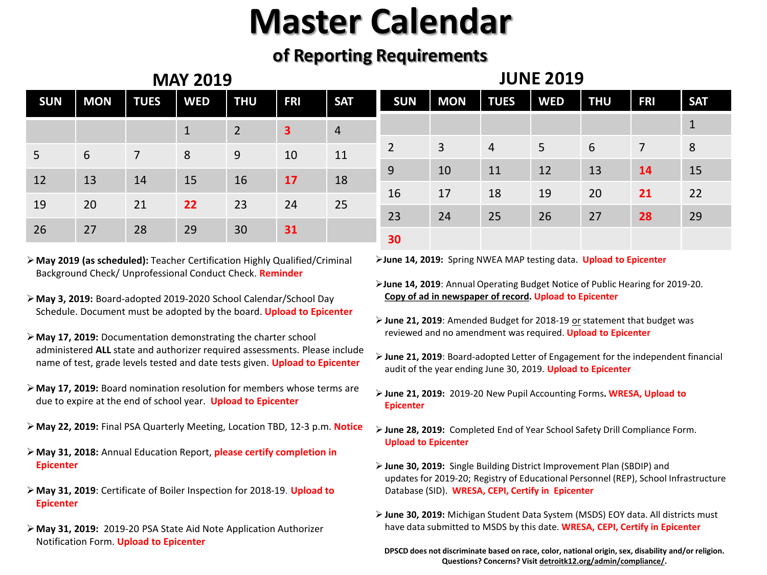# Master Calendar

## of Reporting Requirements

### MAY 2019

| SUN | MON | TUES | WED | THU | FRI | SAT |
|---|---|---|---|---|---|---|
| | | | 1 | 2 | **3** | 4 |
| 5 | 6 | 7 | 8 | 9 | 10 | 11 |
| 12 | 13 | 14 | 15 | 16 | **17** | 18 |
| 19 | 20 | 21 | **22** | 23 | 24 | 25 |
| 26 | 27 | 28 | 29 | 30 | **31** | |

- **May 2019 (as scheduled):** Teacher Certification Highly Qualified/Criminal Background Check/ Unprofessional Conduct Check. **Reminder**
- **May 3, 2019:** Board-adopted 2019-2020 School Calendar/School Day Schedule. Document must be adopted by the board. **Upload to Epicenter**
- **May 17, 2019:** Documentation demonstrating the charter school administered **ALL** state and authorizer required assessments. Please include name of test, grade levels tested and date tests given. **Upload to Epicenter**
- **May 17, 2019:** Board nomination resolution for members whose terms are due to expire at the end of school year. **Upload to Epicenter**
- **May 22, 2019:** Final PSA Quarterly Meeting, Location TBD, 12-3 p.m. **Notice**
- **May 31, 2018:** Annual Education Report, **please certify completion in Epicenter**
- **May 31, 2019**: Certificate of Boiler Inspection for 2018-19. **Upload to Epicenter**
- **May 31, 2019:** 2019-20 PSA State Aid Note Application Authorizer Notification Form. **Upload to Epicenter**

### JUNE 2019

| SUN | MON | TUES | WED | THU | FRI | SAT |
|---|---|---|---|---|---|---|
| | | | | | | 1 |
| 2 | 3 | 4 | 5 | 6 | 7 | 8 |
| 9 | 10 | 11 | 12 | 13 | **14** | 15 |
| 16 | 17 | 18 | 19 | 20 | **21** | 22 |
| 23 | 24 | 25 | 26 | 27 | **28** | 29 |
| **30** | | | | | | |

- **June 14, 2019:** Spring NWEA MAP testing data. **Upload to Epicenter**
- **June 14, 2019**: Annual Operating Budget Notice of Public Hearing for 2019-20. **Copy of ad in newspaper of record**. **Upload to Epicenter**
- **June 21, 2019**: Amended Budget for 2018-19 or statement that budget was reviewed and no amendment was required. **Upload to Epicenter**
- **June 21, 2019**: Board-adopted Letter of Engagement for the independent financial audit of the year ending June 30, 2019. **Upload to Epicenter**
- **June 21, 2019:** 2019-20 New Pupil Accounting Forms**. WRESA, Upload to Epicenter**
- **June 28, 2019:** Completed End of Year School Safety Drill Compliance Form. **Upload to Epicenter**
- **June 30, 2019:** Single Building District Improvement Plan (SBDIP) and updates for 2019-20; Registry of Educational Personnel (REP), School Infrastructure Database (SID). **WRESA, CEPI, Certify in Epicenter**
- **June 30, 2019:** Michigan Student Data System (MSDS) EOY data. All districts must have data submitted to MSDS by this date. **WRESA, CEPI, Certify in Epicenter**

**DPSCD does not discriminate based on race, color, national origin, sex, disability and/or religion. Questions? Concerns? Visit detroitk12.org/admin/compliance/.**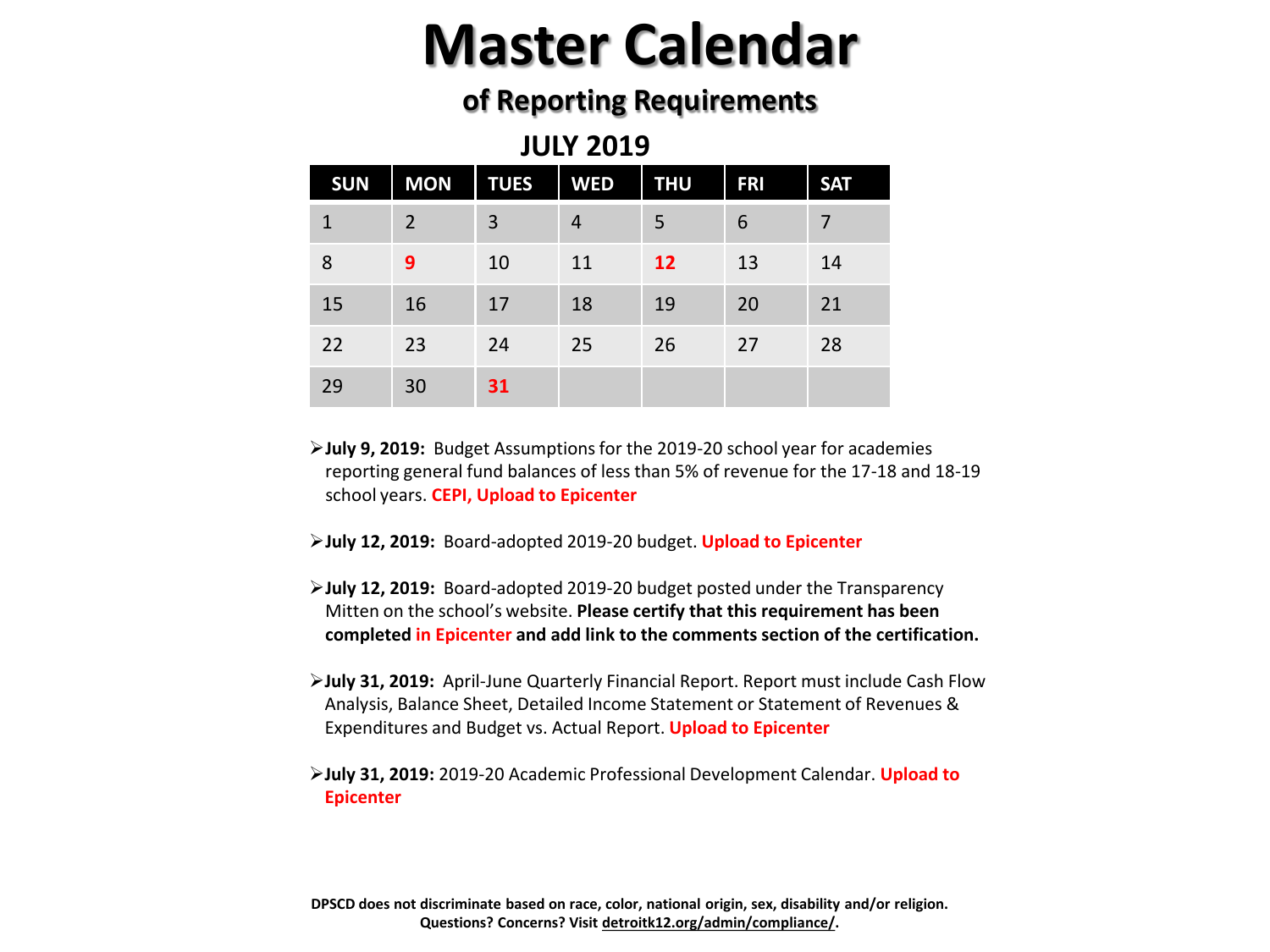# Master Calendar

## of Reporting Requirements

### JULY 2019

| SUN | MON | TUES | WED | THU | FRI | SAT |
|---|---|---|---|---|---|---|
| 1 | 2 | 3 | 4 | 5 | 6 | 7 |
| 8 | **9** | 10 | 11 | **12** | 13 | 14 |
| 15 | 16 | 17 | 18 | 19 | 20 | 21 |
| 22 | 23 | 24 | 25 | 26 | 27 | 28 |
| 29 | 30 | **31** | | | | |

- **July 9, 2019:** Budget Assumptions for the 2019-20 school year for academies reporting general fund balances of less than 5% of revenue for the 17-18 and 18-19 school years. **CEPI, Upload to Epicenter**

- **July 12, 2019:** Board-adopted 2019-20 budget. **Upload to Epicenter**

- **July 12, 2019:** Board-adopted 2019-20 budget posted under the Transparency Mitten on the school's website. **Please certify that this requirement has been completed in Epicenter and add link to the comments section of the certification.**

- **July 31, 2019:** April-June Quarterly Financial Report. Report must include Cash Flow Analysis, Balance Sheet, Detailed Income Statement or Statement of Revenues & Expenditures and Budget vs. Actual Report. **Upload to Epicenter**

- **July 31, 2019:** 2019-20 Academic Professional Development Calendar. **Upload to Epicenter**

**DPSCD does not discriminate based on race, color, national origin, sex, disability and/or religion. Questions? Concerns? Visit detroitk12.org/admin/compliance/.**